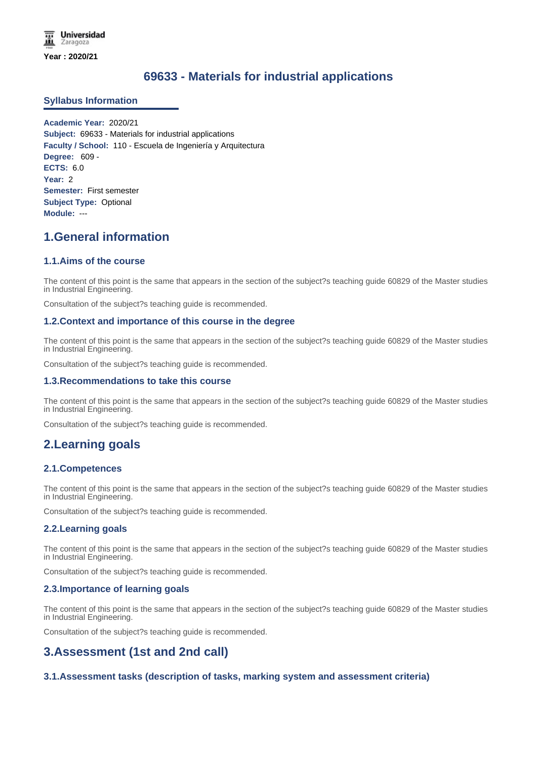Year : 2020/21

# 69633 - Materials for industrial applications

## Syllabus Information

**Academic Year:** 2020/21
**Subject:** 69633 - Materials for industrial applications
**Faculty / School:** 110 - Escuela de Ingeniería y Arquitectura
**Degree:** 609 -
**ECTS:** 6.0
**Year:** 2
**Semester:** First semester
**Subject Type:** Optional
**Module:** ---

## 1.General information

### 1.1.Aims of the course

The content of this point is the same that appears in the section of the subject?s teaching guide 60829 of the Master studies in Industrial Engineering.

Consultation of the subject?s teaching guide is recommended.

### 1.2.Context and importance of this course in the degree

The content of this point is the same that appears in the section of the subject?s teaching guide 60829 of the Master studies in Industrial Engineering.

Consultation of the subject?s teaching guide is recommended.

### 1.3.Recommendations to take this course

The content of this point is the same that appears in the section of the subject?s teaching guide 60829 of the Master studies in Industrial Engineering.

Consultation of the subject?s teaching guide is recommended.

## 2.Learning goals

### 2.1.Competences

The content of this point is the same that appears in the section of the subject?s teaching guide 60829 of the Master studies in Industrial Engineering.

Consultation of the subject?s teaching guide is recommended.

### 2.2.Learning goals

The content of this point is the same that appears in the section of the subject?s teaching guide 60829 of the Master studies in Industrial Engineering.

Consultation of the subject?s teaching guide is recommended.

### 2.3.Importance of learning goals

The content of this point is the same that appears in the section of the subject?s teaching guide 60829 of the Master studies in Industrial Engineering.

Consultation of the subject?s teaching guide is recommended.

## 3.Assessment (1st and 2nd call)

### 3.1.Assessment tasks (description of tasks, marking system and assessment criteria)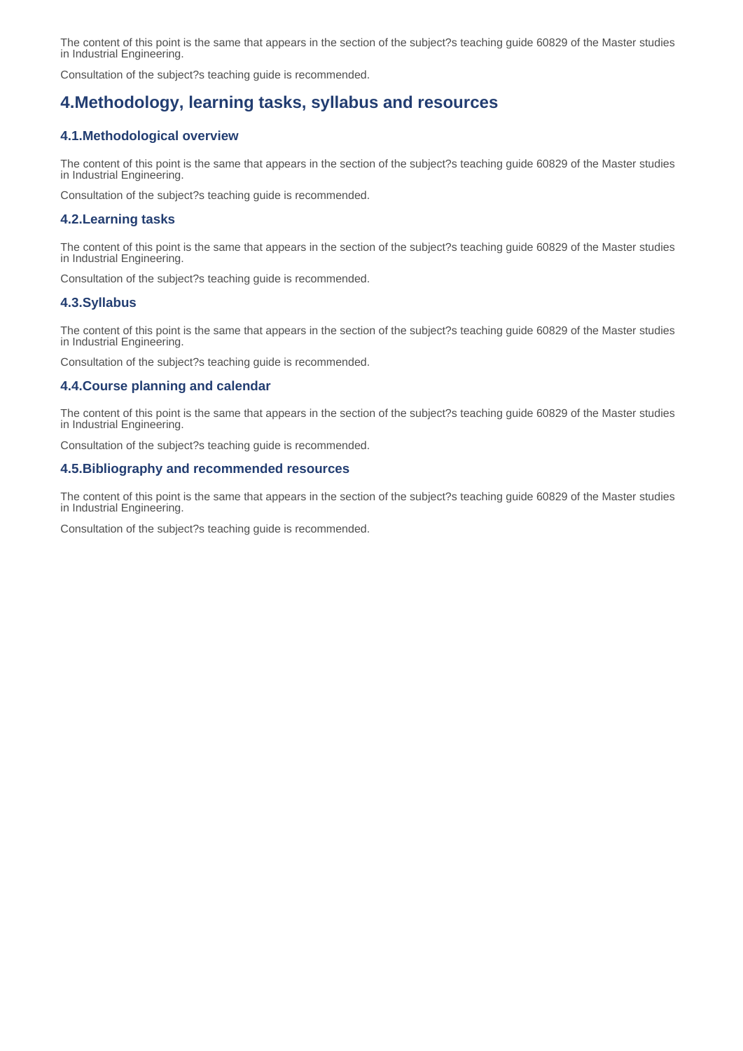The content of this point is the same that appears in the section of the subject?s teaching guide 60829 of the Master studies in Industrial Engineering.

Consultation of the subject?s teaching guide is recommended.

## 4.Methodology, learning tasks, syllabus and resources

### 4.1.Methodological overview

The content of this point is the same that appears in the section of the subject?s teaching guide 60829 of the Master studies in Industrial Engineering.

Consultation of the subject?s teaching guide is recommended.

### 4.2.Learning tasks

The content of this point is the same that appears in the section of the subject?s teaching guide 60829 of the Master studies in Industrial Engineering.

Consultation of the subject?s teaching guide is recommended.

### 4.3.Syllabus

The content of this point is the same that appears in the section of the subject?s teaching guide 60829 of the Master studies in Industrial Engineering.

Consultation of the subject?s teaching guide is recommended.

### 4.4.Course planning and calendar

The content of this point is the same that appears in the section of the subject?s teaching guide 60829 of the Master studies in Industrial Engineering.

Consultation of the subject?s teaching guide is recommended.

### 4.5.Bibliography and recommended resources

The content of this point is the same that appears in the section of the subject?s teaching guide 60829 of the Master studies in Industrial Engineering.

Consultation of the subject?s teaching guide is recommended.